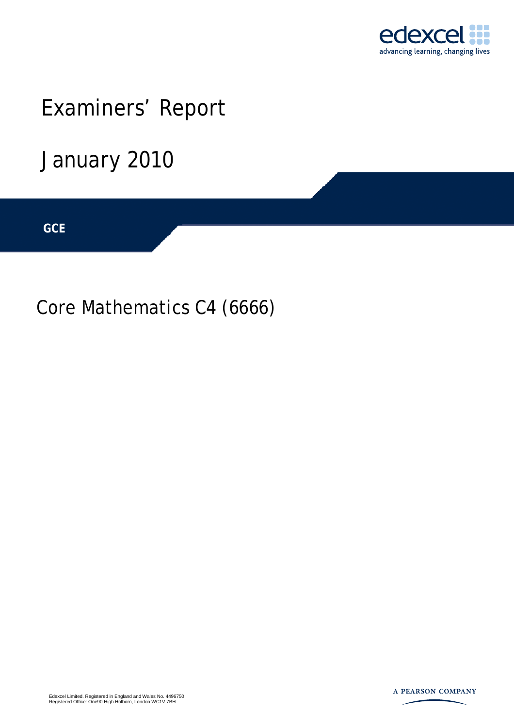edexcel

advancing learning, changing lives

# Examiners' Report

# January 2010

**GCE**

## Core Mathematics C4 (6666)

Edexcel Limited. Registered in England and Wales No. 4496750
Registered Office: One90 High Holborn, London WC1V 7BH

A PEARSON COMPANY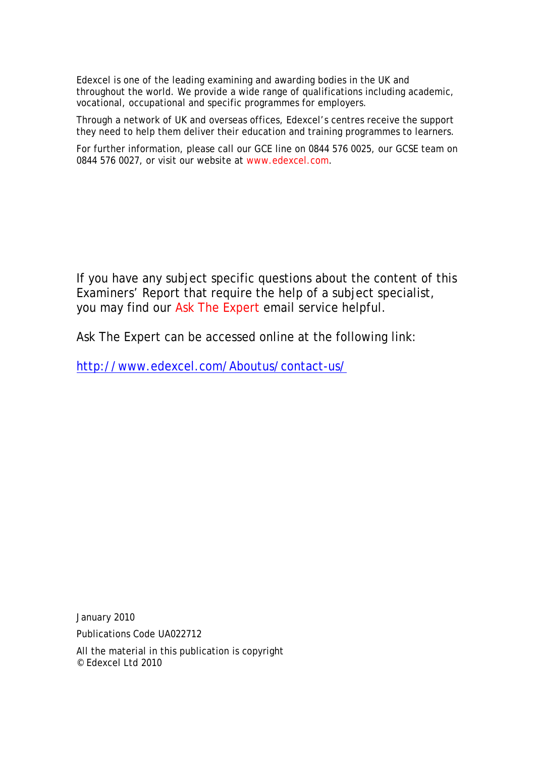Edexcel is one of the leading examining and awarding bodies in the UK and throughout the world. We provide a wide range of qualifications including academic, vocational, occupational and specific programmes for employers.

Through a network of UK and overseas offices, Edexcel's centres receive the support they need to help them deliver their education and training programmes to learners.

For further information, please call our GCE line on 0844 576 0025, our GCSE team on 0844 576 0027, or visit our website at www.edexcel.com.

If you have any subject specific questions about the content of this Examiners' Report that require the help of a subject specialist, you may find our Ask The Expert email service helpful.

Ask The Expert can be accessed online at the following link:

http://www.edexcel.com/Aboutus/contact-us/

January 2010

Publications Code UA022712

All the material in this publication is copyright
© Edexcel Ltd 2010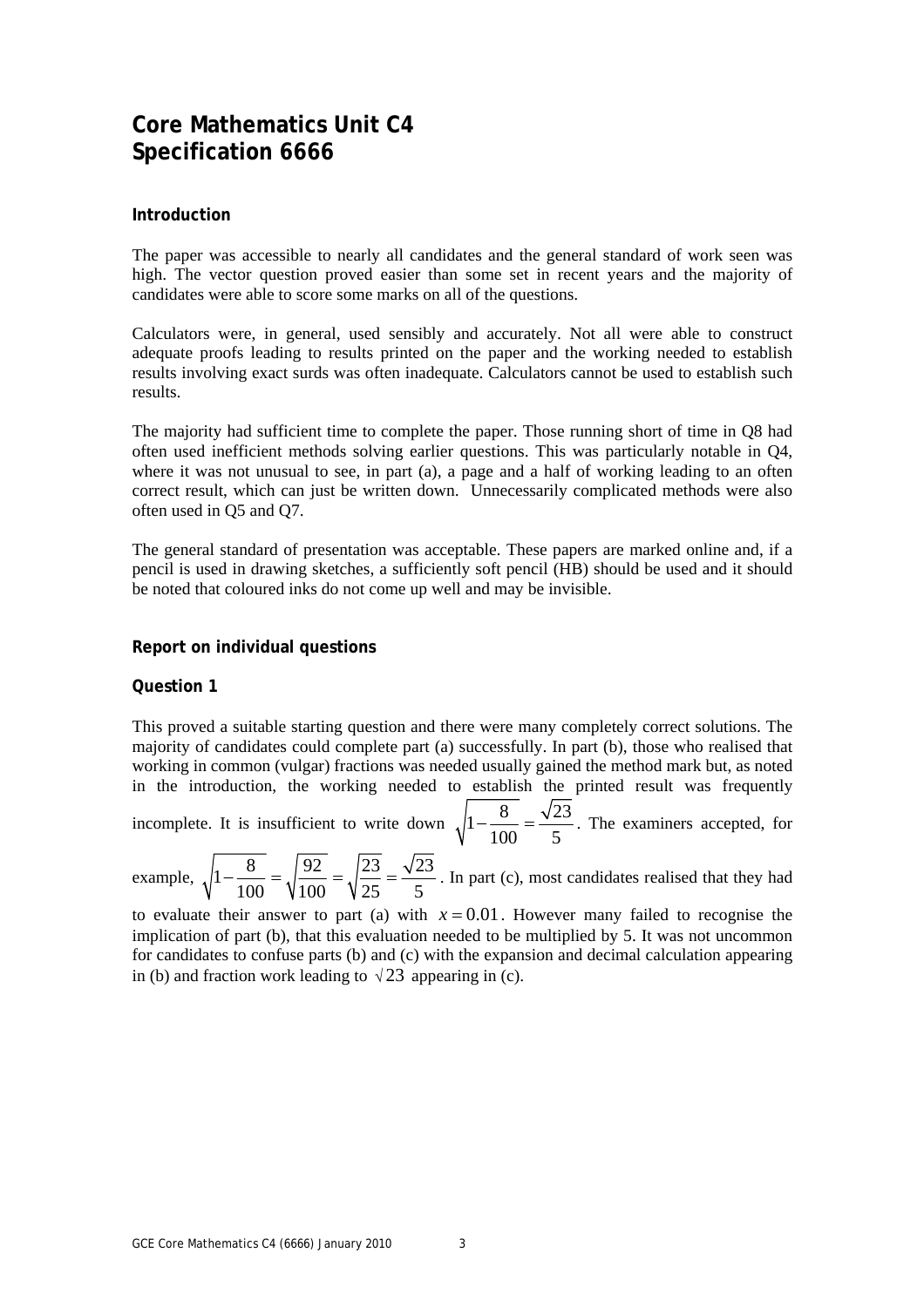# Core Mathematics Unit C4
# Specification 6666

## Introduction

The paper was accessible to nearly all candidates and the general standard of work seen was high. The vector question proved easier than some set in recent years and the majority of candidates were able to score some marks on all of the questions.

Calculators were, in general, used sensibly and accurately. Not all were able to construct adequate proofs leading to results printed on the paper and the working needed to establish results involving exact surds was often inadequate. Calculators cannot be used to establish such results.

The majority had sufficient time to complete the paper. Those running short of time in Q8 had often used inefficient methods solving earlier questions. This was particularly notable in Q4, where it was not unusual to see, in part (a), a page and a half of working leading to an often correct result, which can just be written down. Unnecessarily complicated methods were also often used in Q5 and Q7.

The general standard of presentation was acceptable. These papers are marked online and, if a pencil is used in drawing sketches, a sufficiently soft pencil (HB) should be used and it should be noted that coloured inks do not come up well and may be invisible.

## Report on individual questions

### Question 1

This proved a suitable starting question and there were many completely correct solutions. The majority of candidates could complete part (a) successfully. In part (b), those who realised that working in common (vulgar) fractions was needed usually gained the method mark but, as noted in the introduction, the working needed to establish the printed result was frequently incomplete. It is insufficient to write down $\sqrt{1-\frac{8}{100}}=\frac{\sqrt{23}}{5}$. The examiners accepted, for example, $\sqrt{1-\frac{8}{100}}=\sqrt{\frac{92}{100}}=\sqrt{\frac{23}{25}}=\frac{\sqrt{23}}{5}$. In part (c), most candidates realised that they had to evaluate their answer to part (a) with $x=0.01$. However many failed to recognise the implication of part (b), that this evaluation needed to be multiplied by 5. It was not uncommon for candidates to confuse parts (b) and (c) with the expansion and decimal calculation appearing in (b) and fraction work leading to $\sqrt{23}$ appearing in (c).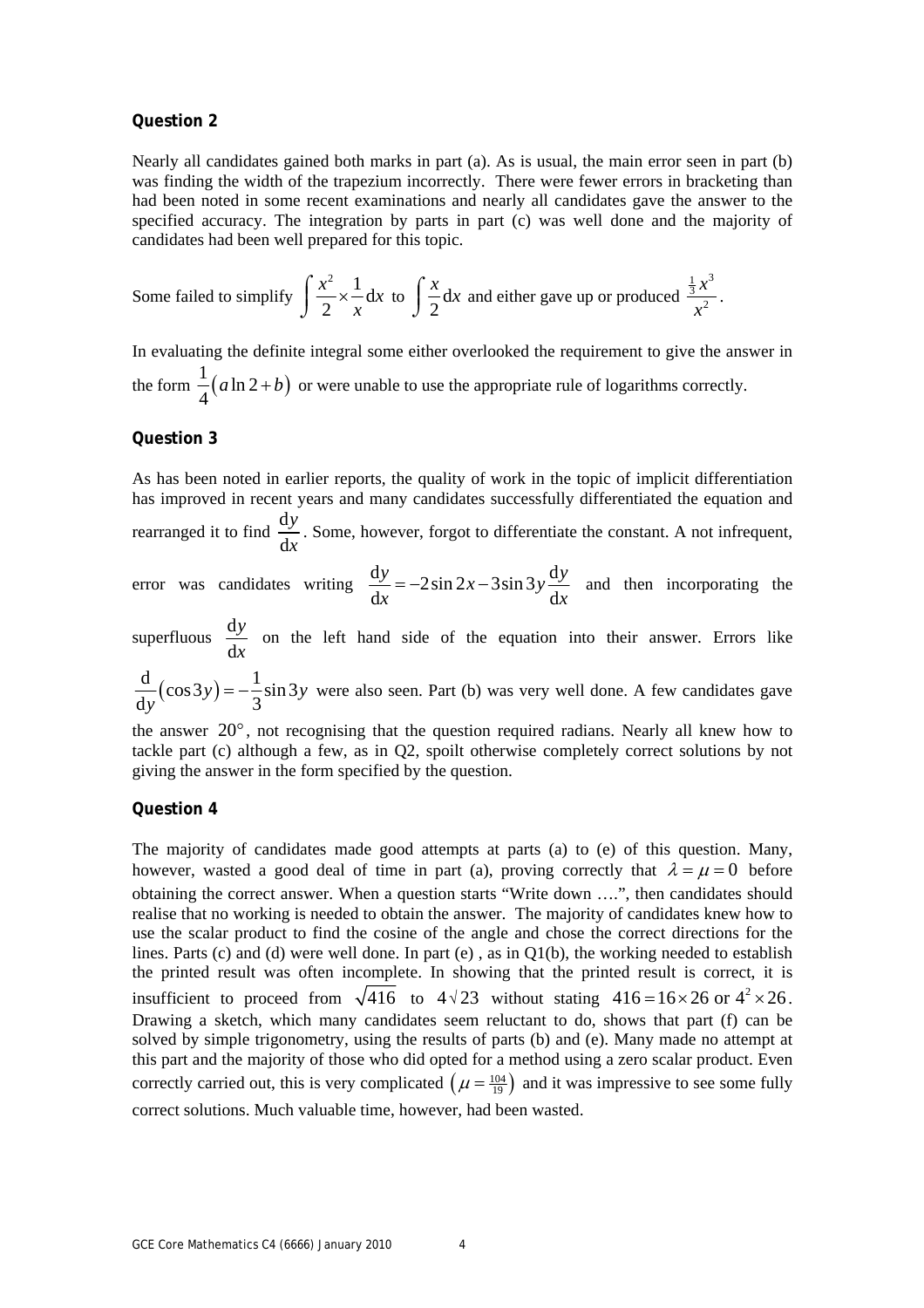### Question 2

Nearly all candidates gained both marks in part (a). As is usual, the main error seen in part (b) was finding the width of the trapezium incorrectly. There were fewer errors in bracketing than had been noted in some recent examinations and nearly all candidates gave the answer to the specified accuracy. The integration by parts in part (c) was well done and the majority of candidates had been well prepared for this topic.

Some failed to simplify $\int \frac{x^2}{2} \times \frac{1}{x} \mathrm{d}x$ to $\int \frac{x}{2} \mathrm{d}x$ and either gave up or produced $\frac{\frac{1}{3}x^3}{x^2}$.

In evaluating the definite integral some either overlooked the requirement to give the answer in the form $\frac{1}{4}(a \ln 2 + b)$ or were unable to use the appropriate rule of logarithms correctly.

### Question 3

As has been noted in earlier reports, the quality of work in the topic of implicit differentiation has improved in recent years and many candidates successfully differentiated the equation and rearranged it to find $\frac{\mathrm{d}y}{\mathrm{d}x}$. Some, however, forgot to differentiate the constant. A not infrequent, error was candidates writing $\frac{\mathrm{d}y}{\mathrm{d}x} = -2\sin 2x - 3\sin 3y \frac{\mathrm{d}y}{\mathrm{d}x}$ and then incorporating the superfluous $\frac{\mathrm{d}y}{\mathrm{d}x}$ on the left hand side of the equation into their answer. Errors like $\frac{\mathrm{d}}{\mathrm{d}y}(\cos 3y) = -\frac{1}{3}\sin 3y$ were also seen. Part (b) was very well done. A few candidates gave the answer $20°$, not recognising that the question required radians. Nearly all knew how to tackle part (c) although a few, as in Q2, spoilt otherwise completely correct solutions by not giving the answer in the form specified by the question.

### Question 4

The majority of candidates made good attempts at parts (a) to (e) of this question. Many, however, wasted a good deal of time in part (a), proving correctly that $\lambda = \mu = 0$ before obtaining the correct answer. When a question starts "Write down ….", then candidates should realise that no working is needed to obtain the answer. The majority of candidates knew how to use the scalar product to find the cosine of the angle and chose the correct directions for the lines. Parts (c) and (d) were well done. In part (e) , as in Q1(b), the working needed to establish the printed result was often incomplete. In showing that the printed result is correct, it is insufficient to proceed from $\sqrt{416}$ to $4\sqrt{23}$ without stating $416 = 16 \times 26$ or $4^2 \times 26$. Drawing a sketch, which many candidates seem reluctant to do, shows that part (f) can be solved by simple trigonometry, using the results of parts (b) and (e). Many made no attempt at this part and the majority of those who did opted for a method using a zero scalar product. Even correctly carried out, this is very complicated $\left(\mu = \frac{104}{19}\right)$ and it was impressive to see some fully correct solutions. Much valuable time, however, had been wasted.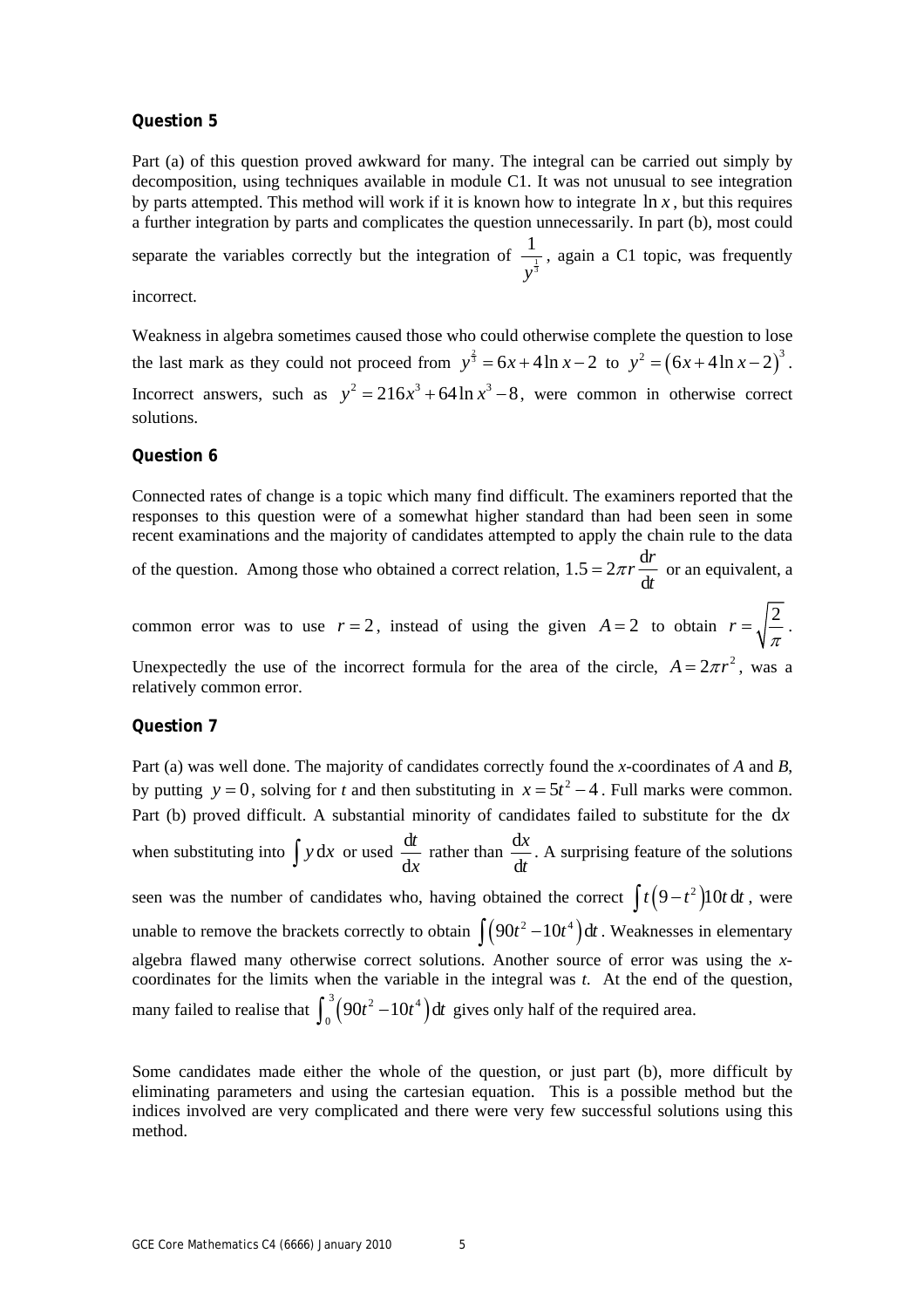### Question 5

Part (a) of this question proved awkward for many. The integral can be carried out simply by decomposition, using techniques available in module C1. It was not unusual to see integration by parts attempted. This method will work if it is known how to integrate $\ln x$, but this requires a further integration by parts and complicates the question unnecessarily. In part (b), most could separate the variables correctly but the integration of $\frac{1}{y^{\frac{1}{3}}}$, again a C1 topic, was frequently incorrect.

Weakness in algebra sometimes caused those who could otherwise complete the question to lose the last mark as they could not proceed from $y^{\frac{2}{3}} = 6x + 4\ln x - 2$ to $y^2 = (6x + 4\ln x - 2)^3$. Incorrect answers, such as $y^2 = 216x^3 + 64\ln x^3 - 8$, were common in otherwise correct solutions.

### Question 6

Connected rates of change is a topic which many find difficult. The examiners reported that the responses to this question were of a somewhat higher standard than had been seen in some recent examinations and the majority of candidates attempted to apply the chain rule to the data of the question. Among those who obtained a correct relation, $1.5 = 2\pi r \frac{\mathrm{d}r}{\mathrm{d}t}$ or an equivalent, a common error was to use $r = 2$, instead of using the given $A = 2$ to obtain $r = \sqrt{\frac{2}{\pi}}$. Unexpectedly the use of the incorrect formula for the area of the circle, $A = 2\pi r^2$, was a relatively common error.

### Question 7

Part (a) was well done. The majority of candidates correctly found the *x*-coordinates of *A* and *B*, by putting $y = 0$, solving for *t* and then substituting in $x = 5t^2 - 4$. Full marks were common. Part (b) proved difficult. A substantial minority of candidates failed to substitute for the $\mathrm{d}x$ when substituting into $\int y\,\mathrm{d}x$ or used $\frac{\mathrm{d}t}{\mathrm{d}x}$ rather than $\frac{\mathrm{d}x}{\mathrm{d}t}$. A surprising feature of the solutions seen was the number of candidates who, having obtained the correct $\int t(9 - t^2)10t\,\mathrm{d}t$, were unable to remove the brackets correctly to obtain $\int (90t^2 - 10t^4)\,\mathrm{d}t$. Weaknesses in elementary algebra flawed many otherwise correct solutions. Another source of error was using the *x*-coordinates for the limits when the variable in the integral was *t*. At the end of the question, many failed to realise that $\int_0^3 (90t^2 - 10t^4)\,\mathrm{d}t$ gives only half of the required area.

Some candidates made either the whole of the question, or just part (b), more difficult by eliminating parameters and using the cartesian equation. This is a possible method but the indices involved are very complicated and there were very few successful solutions using this method.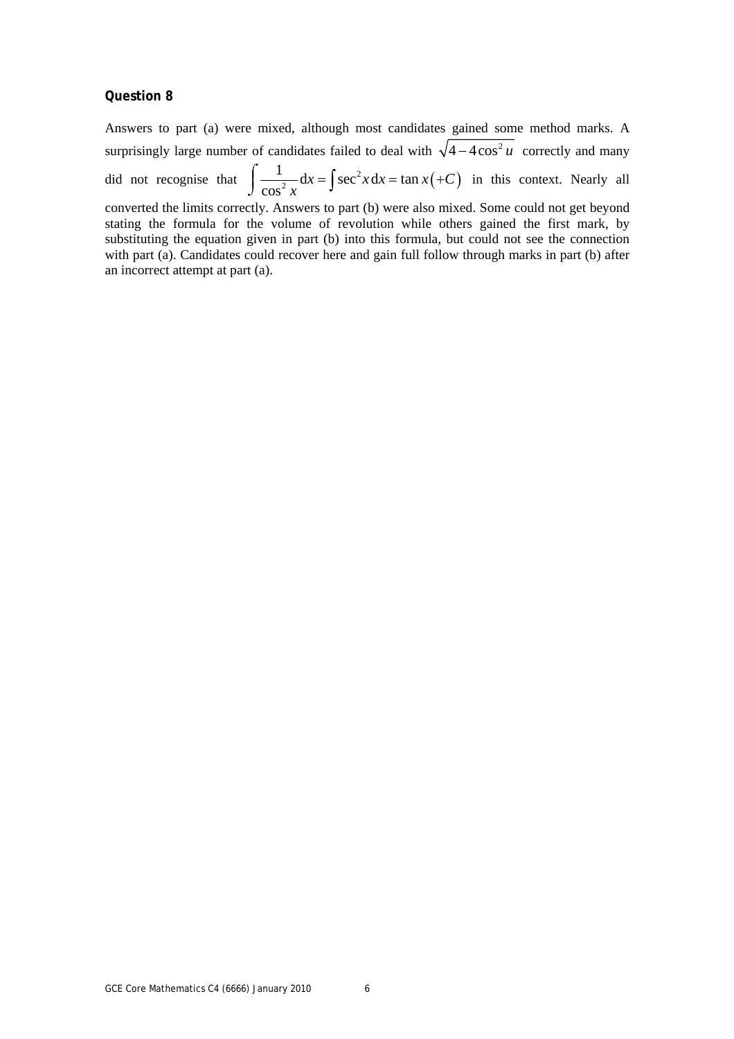**Question 8**

Answers to part (a) were mixed, although most candidates gained some method marks. A surprisingly large number of candidates failed to deal with $\sqrt{4-4\cos^2 u}$ correctly and many did not recognise that $\int \frac{1}{\cos^2 x}\,\mathrm{d}x = \int \sec^2 x\,\mathrm{d}x = \tan x\,(+C)$ in this context. Nearly all converted the limits correctly. Answers to part (b) were also mixed. Some could not get beyond stating the formula for the volume of revolution while others gained the first mark, by substituting the equation given in part (b) into this formula, but could not see the connection with part (a). Candidates could recover here and gain full follow through marks in part (b) after an incorrect attempt at part (a).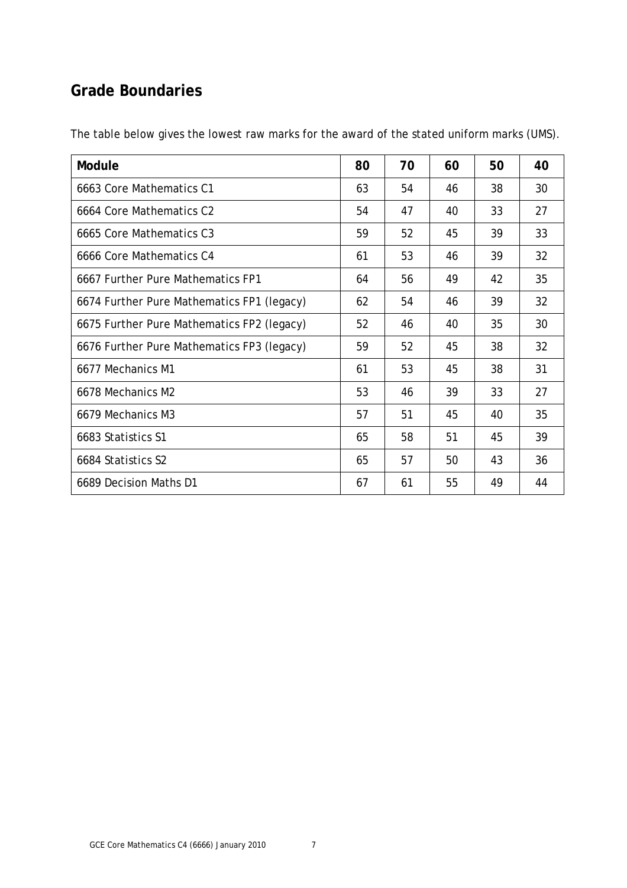## Grade Boundaries

The table below gives the lowest raw marks for the award of the stated uniform marks (UMS).

| Module | 80 | 70 | 60 | 50 | 40 |
|---|---|---|---|---|---|
| 6663 Core Mathematics C1 | 63 | 54 | 46 | 38 | 30 |
| 6664 Core Mathematics C2 | 54 | 47 | 40 | 33 | 27 |
| 6665 Core Mathematics C3 | 59 | 52 | 45 | 39 | 33 |
| 6666 Core Mathematics C4 | 61 | 53 | 46 | 39 | 32 |
| 6667 Further Pure Mathematics FP1 | 64 | 56 | 49 | 42 | 35 |
| 6674 Further Pure Mathematics FP1 (legacy) | 62 | 54 | 46 | 39 | 32 |
| 6675 Further Pure Mathematics FP2 (legacy) | 52 | 46 | 40 | 35 | 30 |
| 6676 Further Pure Mathematics FP3 (legacy) | 59 | 52 | 45 | 38 | 32 |
| 6677 Mechanics M1 | 61 | 53 | 45 | 38 | 31 |
| 6678 Mechanics M2 | 53 | 46 | 39 | 33 | 27 |
| 6679 Mechanics M3 | 57 | 51 | 45 | 40 | 35 |
| 6683 Statistics S1 | 65 | 58 | 51 | 45 | 39 |
| 6684 Statistics S2 | 65 | 57 | 50 | 43 | 36 |
| 6689 Decision Maths D1 | 67 | 61 | 55 | 49 | 44 |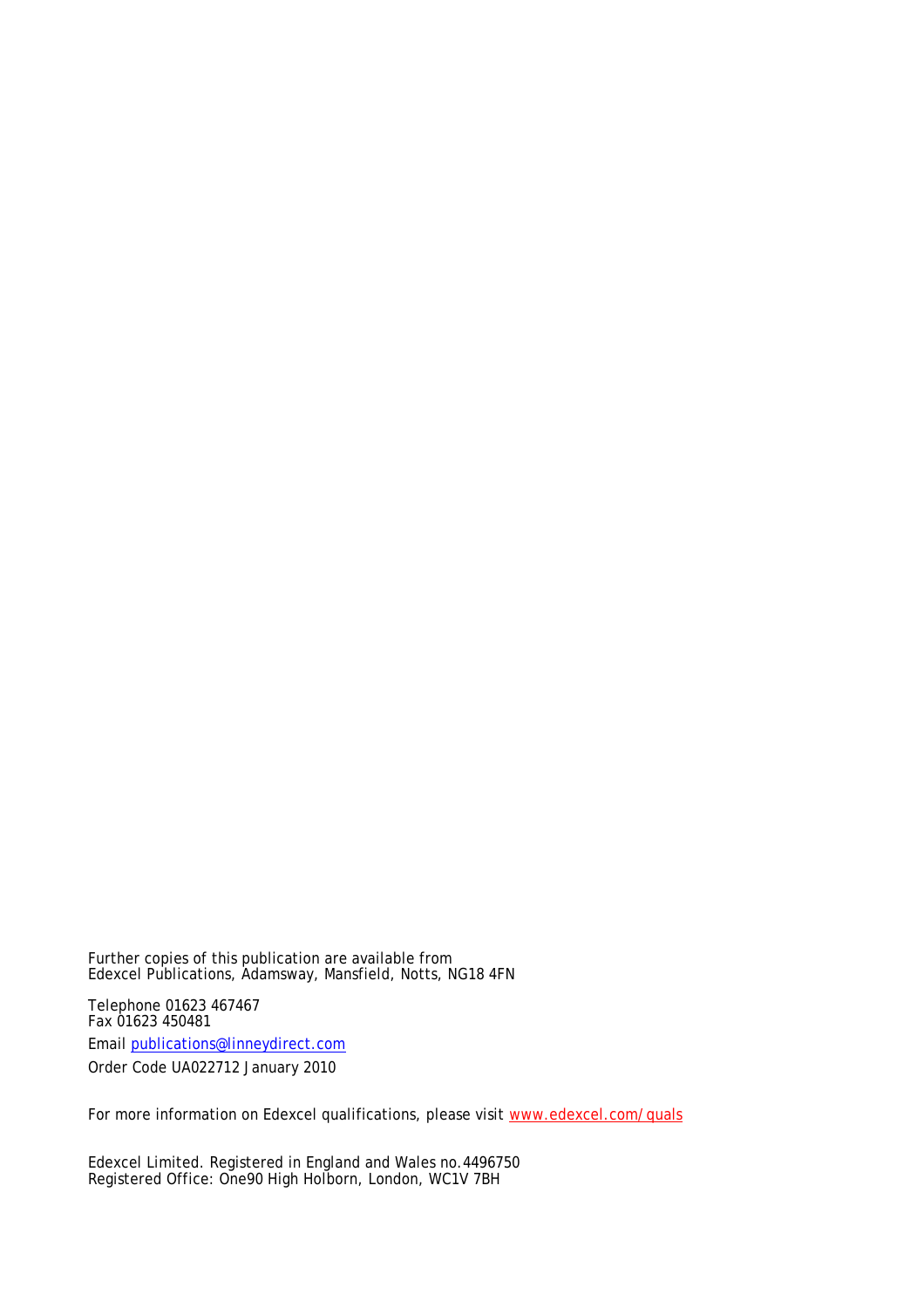Further copies of this publication are available from
Edexcel Publications, Adamsway, Mansfield, Notts, NG18 4FN

Telephone 01623 467467
Fax 01623 450481
Email publications@linneydirect.com
Order Code UA022712 January 2010

For more information on Edexcel qualifications, please visit www.edexcel.com/quals

Edexcel Limited. Registered in England and Wales no.4496750
Registered Office: One90 High Holborn, London, WC1V 7BH